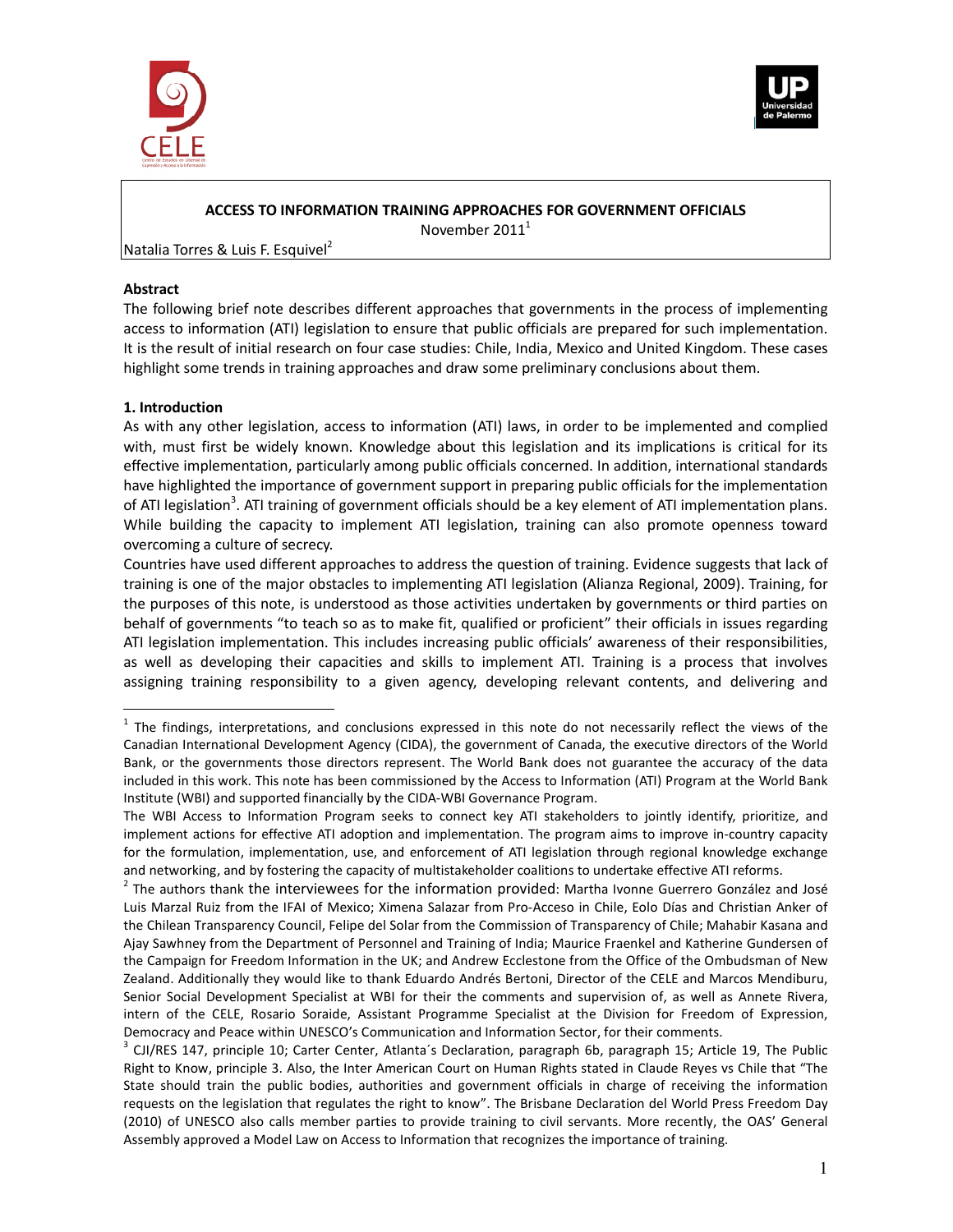**ACCESS TO INFORMATION TRAINING APPROACHES FOR GOVERNMENT OFFICIALS**

November 2011[1]

Natalia Torres & Luis F. Esquivel[2]

**Abstract**

The following brief note describes different approaches that governments in the process of implementing access to information (ATI) legislation to ensure that public officials are prepared for such implementation. It is the result of initial research on four case studies: Chile, India, Mexico and United Kingdom. These cases highlight some trends in training approaches and draw some preliminary conclusions about them.

**1. Introduction**

As with any other legislation, access to information (ATI) laws, in order to be implemented and complied with, must first be widely known. Knowledge about this legislation and its implications is critical for its effective implementation, particularly among public officials concerned. In addition, international standards have highlighted the importance of government support in preparing public officials for the implementation of ATI legislation[3]. ATI training of government officials should be a key element of ATI implementation plans. While building the capacity to implement ATI legislation, training can also promote openness toward overcoming a culture of secrecy.

Countries have used different approaches to address the question of training. Evidence suggests that lack of training is one of the major obstacles to implementing ATI legislation (Alianza Regional, 2009). Training, for the purposes of this note, is understood as those activities undertaken by governments or third parties on behalf of governments "to teach so as to make fit, qualified or proficient" their officials in issues regarding ATI legislation implementation. This includes increasing public officials' awareness of their responsibilities, as well as developing their capacities and skills to implement ATI. Training is a process that involves assigning training responsibility to a given agency, developing relevant contents, and delivering and

---

[1] The findings, interpretations, and conclusions expressed in this note do not necessarily reflect the views of the Canadian International Development Agency (CIDA), the government of Canada, the executive directors of the World Bank, or the governments those directors represent. The World Bank does not guarantee the accuracy of the data included in this work. This note has been commissioned by the Access to Information (ATI) Program at the World Bank Institute (WBI) and supported financially by the CIDA-WBI Governance Program.

The WBI Access to Information Program seeks to connect key ATI stakeholders to jointly identify, prioritize, and implement actions for effective ATI adoption and implementation. The program aims to improve in-country capacity for the formulation, implementation, use, and enforcement of ATI legislation through regional knowledge exchange and networking, and by fostering the capacity of multistakeholder coalitions to undertake effective ATI reforms.

[2] The authors thank the interviewees for the information provided: Martha Ivonne Guerrero González and José Luis Marzal Ruiz from the IFAI of Mexico; Ximena Salazar from Pro-Acceso in Chile, Eolo Días and Christian Anker of the Chilean Transparency Council, Felipe del Solar from the Commission of Transparency of Chile; Mahabir Kasana and Ajay Sawhney from the Department of Personnel and Training of India; Maurice Fraenkel and Katherine Gundersen of the Campaign for Freedom Information in the UK; and Andrew Ecclestone from the Office of the Ombudsman of New Zealand. Additionally they would like to thank Eduardo Andrés Bertoni, Director of the CELE and Marcos Mendiburu, Senior Social Development Specialist at WBI for their the comments and supervision of, as well as Annete Rivera, intern of the CELE, Rosario Soraide, Assistant Programme Specialist at the Division for Freedom of Expression, Democracy and Peace within UNESCO's Communication and Information Sector, for their comments.

[3] CJI/RES 147, principle 10; Carter Center, Atlanta´s Declaration, paragraph 6b, paragraph 15; Article 19, The Public Right to Know, principle 3. Also, the Inter American Court on Human Rights stated in Claude Reyes vs Chile that "The State should train the public bodies, authorities and government officials in charge of receiving the information requests on the legislation that regulates the right to know". The Brisbane Declaration del World Press Freedom Day (2010) of UNESCO also calls member parties to provide training to civil servants. More recently, the OAS' General Assembly approved a Model Law on Access to Information that recognizes the importance of training.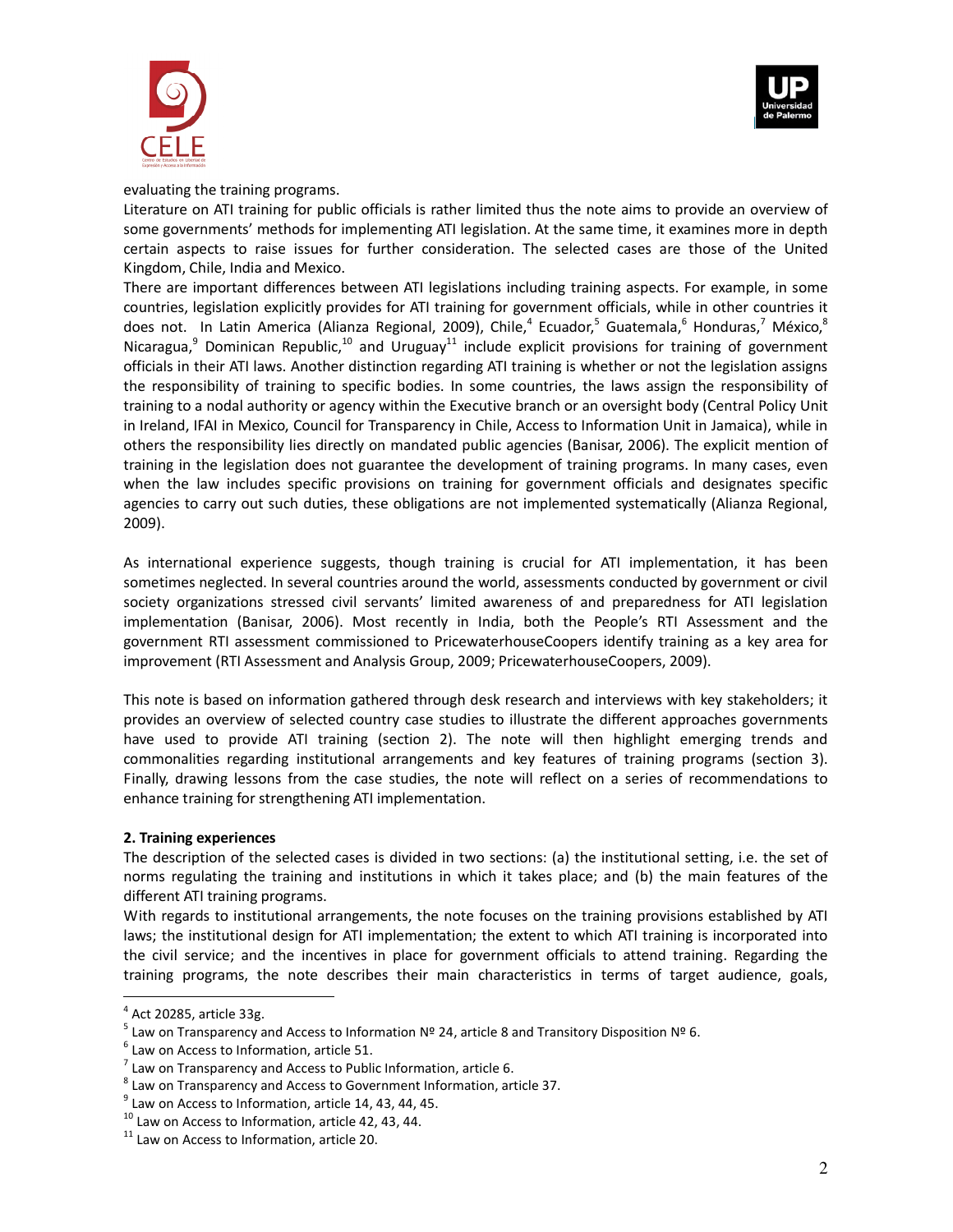evaluating the training programs.

Literature on ATI training for public officials is rather limited thus the note aims to provide an overview of some governments' methods for implementing ATI legislation. At the same time, it examines more in depth certain aspects to raise issues for further consideration. The selected cases are those of the United Kingdom, Chile, India and Mexico.

There are important differences between ATI legislations including training aspects. For example, in some countries, legislation explicitly provides for ATI training for government officials, while in other countries it does not. In Latin America (Alianza Regional, 2009), Chile,[4] Ecuador,[5] Guatemala,[6] Honduras,[7] México,[8] Nicaragua,[9] Dominican Republic,[10] and Uruguay[11] include explicit provisions for training of government officials in their ATI laws. Another distinction regarding ATI training is whether or not the legislation assigns the responsibility of training to specific bodies. In some countries, the laws assign the responsibility of training to a nodal authority or agency within the Executive branch or an oversight body (Central Policy Unit in Ireland, IFAI in Mexico, Council for Transparency in Chile, Access to Information Unit in Jamaica), while in others the responsibility lies directly on mandated public agencies (Banisar, 2006). The explicit mention of training in the legislation does not guarantee the development of training programs. In many cases, even when the law includes specific provisions on training for government officials and designates specific agencies to carry out such duties, these obligations are not implemented systematically (Alianza Regional, 2009).

As international experience suggests, though training is crucial for ATI implementation, it has been sometimes neglected. In several countries around the world, assessments conducted by government or civil society organizations stressed civil servants' limited awareness of and preparedness for ATI legislation implementation (Banisar, 2006). Most recently in India, both the People's RTI Assessment and the government RTI assessment commissioned to PricewaterhouseCoopers identify training as a key area for improvement (RTI Assessment and Analysis Group, 2009; PricewaterhouseCoopers, 2009).

This note is based on information gathered through desk research and interviews with key stakeholders; it provides an overview of selected country case studies to illustrate the different approaches governments have used to provide ATI training (section 2). The note will then highlight emerging trends and commonalities regarding institutional arrangements and key features of training programs (section 3). Finally, drawing lessons from the case studies, the note will reflect on a series of recommendations to enhance training for strengthening ATI implementation.

**2. Training experiences**

The description of the selected cases is divided in two sections: (a) the institutional setting, i.e. the set of norms regulating the training and institutions in which it takes place; and (b) the main features of the different ATI training programs.

With regards to institutional arrangements, the note focuses on the training provisions established by ATI laws; the institutional design for ATI implementation; the extent to which ATI training is incorporated into the civil service; and the incentives in place for government officials to attend training. Regarding the training programs, the note describes their main characteristics in terms of target audience, goals,

[4] Act 20285, article 33g.

[5] Law on Transparency and Access to Information Nº 24, article 8 and Transitory Disposition Nº 6.

[6] Law on Access to Information, article 51.

[7] Law on Transparency and Access to Public Information, article 6.

[8] Law on Transparency and Access to Government Information, article 37.

[9] Law on Access to Information, article 14, 43, 44, 45.

[10] Law on Access to Information, article 42, 43, 44.

[11] Law on Access to Information, article 20.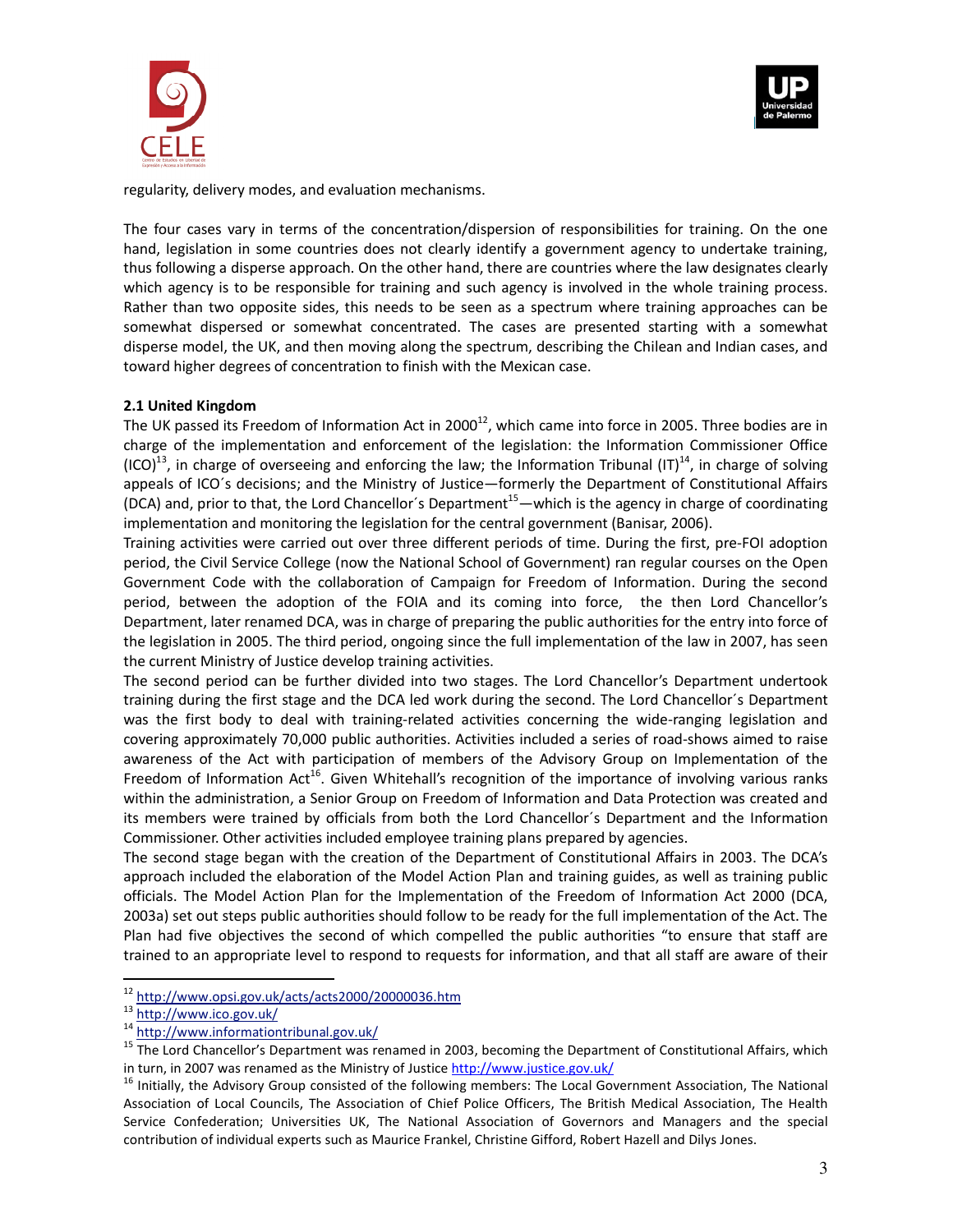regularity, delivery modes, and evaluation mechanisms.

The four cases vary in terms of the concentration/dispersion of responsibilities for training. On the one hand, legislation in some countries does not clearly identify a government agency to undertake training, thus following a disperse approach. On the other hand, there are countries where the law designates clearly which agency is to be responsible for training and such agency is involved in the whole training process. Rather than two opposite sides, this needs to be seen as a spectrum where training approaches can be somewhat dispersed or somewhat concentrated. The cases are presented starting with a somewhat disperse model, the UK, and then moving along the spectrum, describing the Chilean and Indian cases, and toward higher degrees of concentration to finish with the Mexican case.

### 2.1 United Kingdom

The UK passed its Freedom of Information Act in 2000[12], which came into force in 2005. Three bodies are in charge of the implementation and enforcement of the legislation: the Information Commissioner Office (ICO)[13], in charge of overseeing and enforcing the law; the Information Tribunal (IT)[14], in charge of solving appeals of ICO´s decisions; and the Ministry of Justice—formerly the Department of Constitutional Affairs (DCA) and, prior to that, the Lord Chancellor´s Department[15]—which is the agency in charge of coordinating implementation and monitoring the legislation for the central government (Banisar, 2006).

Training activities were carried out over three different periods of time. During the first, pre-FOI adoption period, the Civil Service College (now the National School of Government) ran regular courses on the Open Government Code with the collaboration of Campaign for Freedom of Information. During the second period, between the adoption of the FOIA and its coming into force, the then Lord Chancellor's Department, later renamed DCA, was in charge of preparing the public authorities for the entry into force of the legislation in 2005. The third period, ongoing since the full implementation of the law in 2007, has seen the current Ministry of Justice develop training activities.

The second period can be further divided into two stages. The Lord Chancellor's Department undertook training during the first stage and the DCA led work during the second. The Lord Chancellor´s Department was the first body to deal with training-related activities concerning the wide-ranging legislation and covering approximately 70,000 public authorities. Activities included a series of road-shows aimed to raise awareness of the Act with participation of members of the Advisory Group on Implementation of the Freedom of Information Act[16]. Given Whitehall's recognition of the importance of involving various ranks within the administration, a Senior Group on Freedom of Information and Data Protection was created and its members were trained by officials from both the Lord Chancellor´s Department and the Information Commissioner. Other activities included employee training plans prepared by agencies.

The second stage began with the creation of the Department of Constitutional Affairs in 2003. The DCA's approach included the elaboration of the Model Action Plan and training guides, as well as training public officials. The Model Action Plan for the Implementation of the Freedom of Information Act 2000 (DCA, 2003a) set out steps public authorities should follow to be ready for the full implementation of the Act. The Plan had five objectives the second of which compelled the public authorities "to ensure that staff are trained to an appropriate level to respond to requests for information, and that all staff are aware of their

---

[12] http://www.opsi.gov.uk/acts/acts2000/20000036.htm

[13] http://www.ico.gov.uk/

[14] http://www.informationtribunal.gov.uk/

[15] The Lord Chancellor's Department was renamed in 2003, becoming the Department of Constitutional Affairs, which in turn, in 2007 was renamed as the Ministry of Justice http://www.justice.gov.uk/

[16] Initially, the Advisory Group consisted of the following members: The Local Government Association, The National Association of Local Councils, The Association of Chief Police Officers, The British Medical Association, The Health Service Confederation; Universities UK, The National Association of Governors and Managers and the special contribution of individual experts such as Maurice Frankel, Christine Gifford, Robert Hazell and Dilys Jones.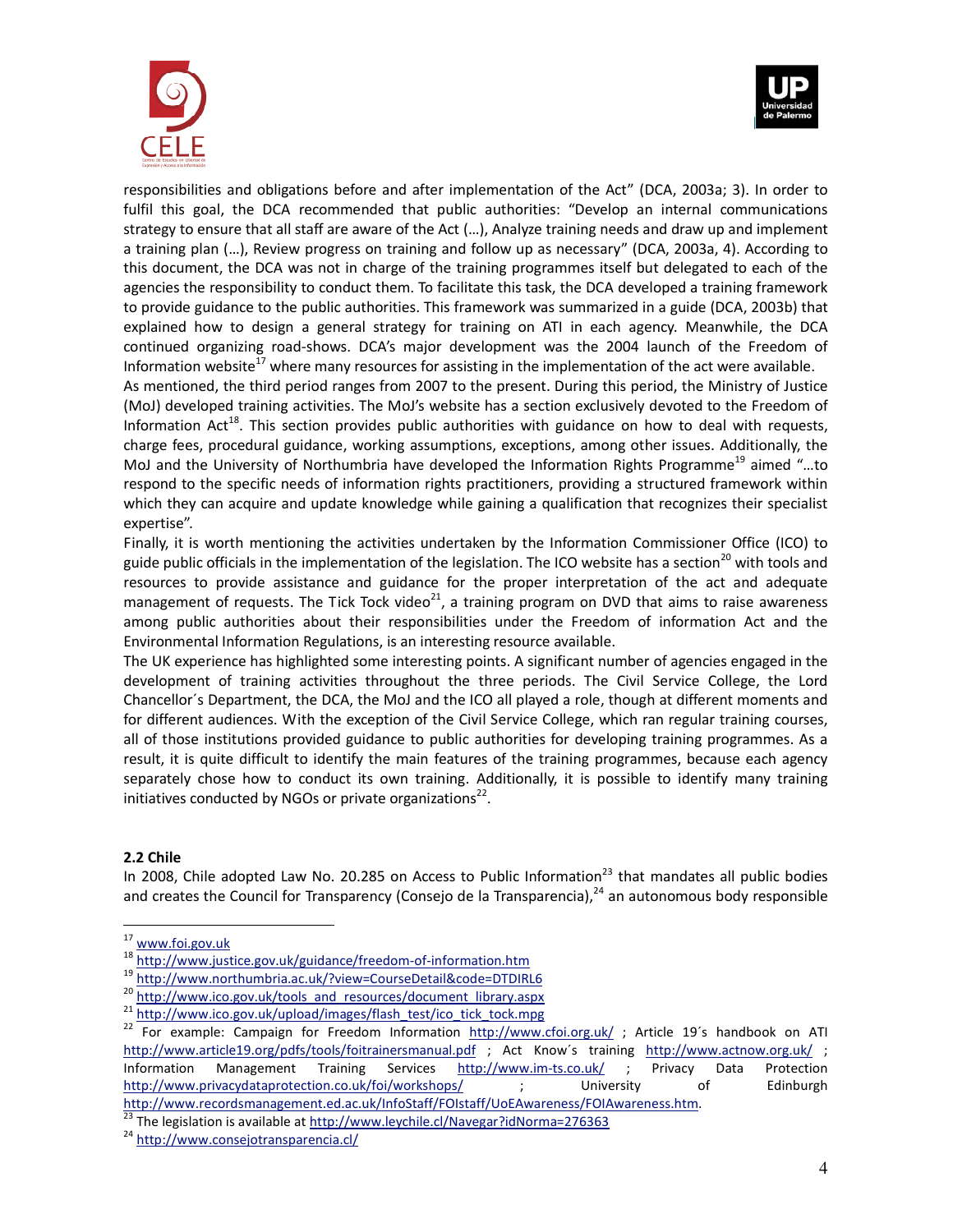responsibilities and obligations before and after implementation of the Act" (DCA, 2003a; 3). In order to fulfil this goal, the DCA recommended that public authorities: "Develop an internal communications strategy to ensure that all staff are aware of the Act (…), Analyze training needs and draw up and implement a training plan (…), Review progress on training and follow up as necessary" (DCA, 2003a, 4). According to this document, the DCA was not in charge of the training programmes itself but delegated to each of the agencies the responsibility to conduct them. To facilitate this task, the DCA developed a training framework to provide guidance to the public authorities. This framework was summarized in a guide (DCA, 2003b) that explained how to design a general strategy for training on ATI in each agency. Meanwhile, the DCA continued organizing road-shows. DCA's major development was the 2004 launch of the Freedom of Information website[17] where many resources for assisting in the implementation of the act were available.

As mentioned, the third period ranges from 2007 to the present. During this period, the Ministry of Justice (MoJ) developed training activities. The MoJ's website has a section exclusively devoted to the Freedom of Information Act[18]. This section provides public authorities with guidance on how to deal with requests, charge fees, procedural guidance, working assumptions, exceptions, among other issues. Additionally, the MoJ and the University of Northumbria have developed the Information Rights Programme[19] aimed "…to respond to the specific needs of information rights practitioners, providing a structured framework within which they can acquire and update knowledge while gaining a qualification that recognizes their specialist expertise".

Finally, it is worth mentioning the activities undertaken by the Information Commissioner Office (ICO) to guide public officials in the implementation of the legislation. The ICO website has a section[20] with tools and resources to provide assistance and guidance for the proper interpretation of the act and adequate management of requests. The Tick Tock video[21], a training program on DVD that aims to raise awareness among public authorities about their responsibilities under the Freedom of information Act and the Environmental Information Regulations, is an interesting resource available.

The UK experience has highlighted some interesting points. A significant number of agencies engaged in the development of training activities throughout the three periods. The Civil Service College, the Lord Chancellor´s Department, the DCA, the MoJ and the ICO all played a role, though at different moments and for different audiences. With the exception of the Civil Service College, which ran regular training courses, all of those institutions provided guidance to public authorities for developing training programmes. As a result, it is quite difficult to identify the main features of the training programmes, because each agency separately chose how to conduct its own training. Additionally, it is possible to identify many training initiatives conducted by NGOs or private organizations[22].

### 2.2 Chile

In 2008, Chile adopted Law No. 20.285 on Access to Public Information[23] that mandates all public bodies and creates the Council for Transparency (Consejo de la Transparencia),[24] an autonomous body responsible

---

[17] www.foi.gov.uk

[18] http://www.justice.gov.uk/guidance/freedom-of-information.htm

[19] http://www.northumbria.ac.uk/?view=CourseDetail&code=DTDIRL6

[20] http://www.ico.gov.uk/tools_and_resources/document_library.aspx

[21] http://www.ico.gov.uk/upload/images/flash_test/ico_tick_tock.mpg

[22] For example: Campaign for Freedom Information http://www.cfoi.org.uk/ ; Article 19´s handbook on ATI http://www.article19.org/pdfs/tools/foitrainersmanual.pdf ; Act Know´s training http://www.actnow.org.uk/ ; Information Management Training Services http://www.im-ts.co.uk/ ; Privacy Data Protection http://www.privacydataprotection.co.uk/foi/workshops/ ; University of Edinburgh http://www.recordsmanagement.ed.ac.uk/InfoStaff/FOIstaff/UoEAwareness/FOIAwareness.htm.

[23] The legislation is available at http://www.leychile.cl/Navegar?idNorma=276363

[24] http://www.consejotransparencia.cl/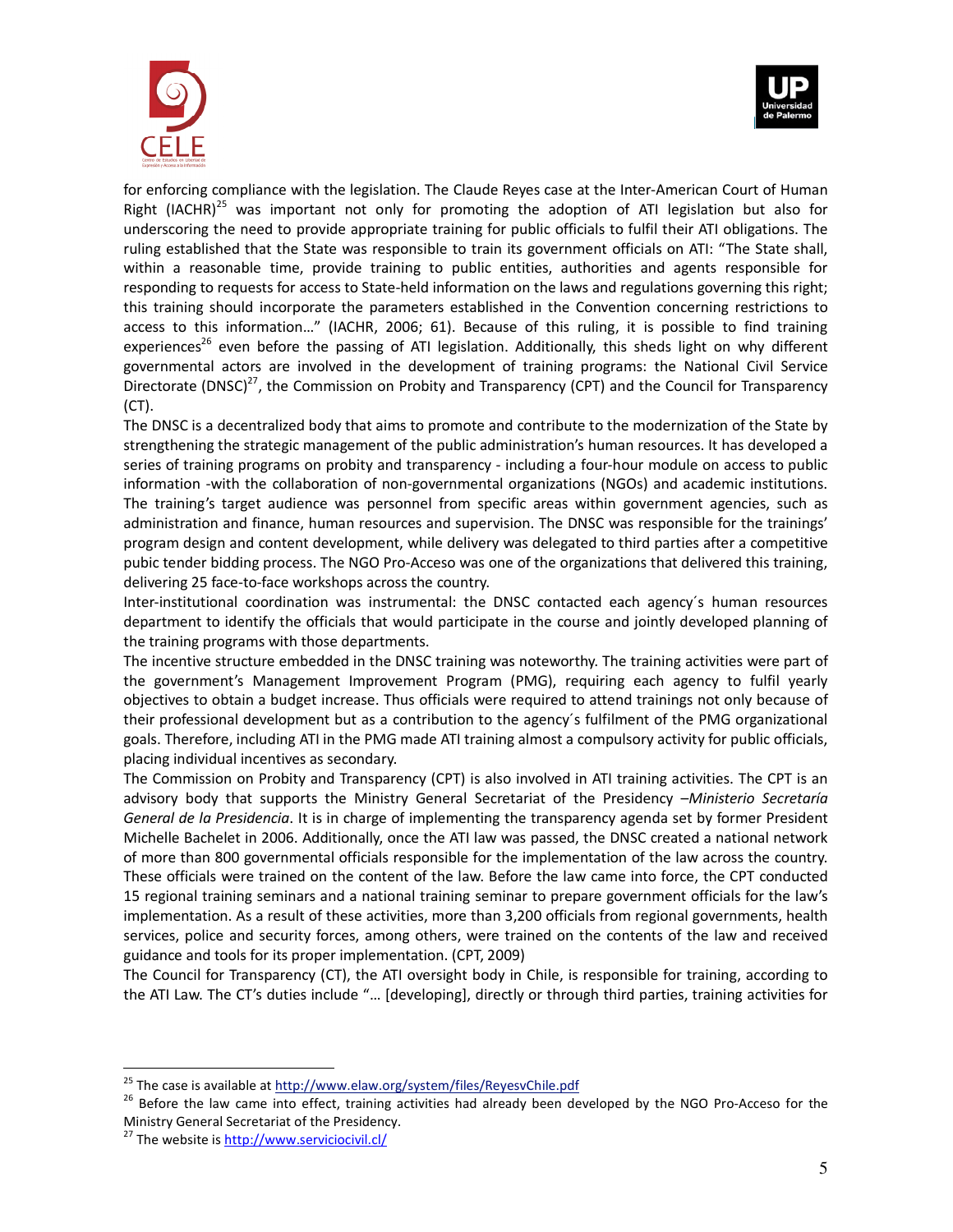for enforcing compliance with the legislation. The Claude Reyes case at the Inter-American Court of Human Right (IACHR)[25] was important not only for promoting the adoption of ATI legislation but also for underscoring the need to provide appropriate training for public officials to fulfil their ATI obligations. The ruling established that the State was responsible to train its government officials on ATI: "The State shall, within a reasonable time, provide training to public entities, authorities and agents responsible for responding to requests for access to State-held information on the laws and regulations governing this right; this training should incorporate the parameters established in the Convention concerning restrictions to access to this information…" (IACHR, 2006; 61). Because of this ruling, it is possible to find training experiences[26] even before the passing of ATI legislation. Additionally, this sheds light on why different governmental actors are involved in the development of training programs: the National Civil Service Directorate (DNSC)[27], the Commission on Probity and Transparency (CPT) and the Council for Transparency (CT).

The DNSC is a decentralized body that aims to promote and contribute to the modernization of the State by strengthening the strategic management of the public administration's human resources. It has developed a series of training programs on probity and transparency - including a four-hour module on access to public information -with the collaboration of non-governmental organizations (NGOs) and academic institutions. The training's target audience was personnel from specific areas within government agencies, such as administration and finance, human resources and supervision. The DNSC was responsible for the trainings' program design and content development, while delivery was delegated to third parties after a competitive pubic tender bidding process. The NGO Pro-Acceso was one of the organizations that delivered this training, delivering 25 face-to-face workshops across the country.

Inter-institutional coordination was instrumental: the DNSC contacted each agency´s human resources department to identify the officials that would participate in the course and jointly developed planning of the training programs with those departments.

The incentive structure embedded in the DNSC training was noteworthy. The training activities were part of the government's Management Improvement Program (PMG), requiring each agency to fulfil yearly objectives to obtain a budget increase. Thus officials were required to attend trainings not only because of their professional development but as a contribution to the agency´s fulfilment of the PMG organizational goals. Therefore, including ATI in the PMG made ATI training almost a compulsory activity for public officials, placing individual incentives as secondary.

The Commission on Probity and Transparency (CPT) is also involved in ATI training activities. The CPT is an advisory body that supports the Ministry General Secretariat of the Presidency –*Ministerio Secretaría General de la Presidencia*. It is in charge of implementing the transparency agenda set by former President Michelle Bachelet in 2006. Additionally, once the ATI law was passed, the DNSC created a national network of more than 800 governmental officials responsible for the implementation of the law across the country. These officials were trained on the content of the law. Before the law came into force, the CPT conducted 15 regional training seminars and a national training seminar to prepare government officials for the law's implementation. As a result of these activities, more than 3,200 officials from regional governments, health services, police and security forces, among others, were trained on the contents of the law and received guidance and tools for its proper implementation. (CPT, 2009)

The Council for Transparency (CT), the ATI oversight body in Chile, is responsible for training, according to the ATI Law. The CT's duties include "… [developing], directly or through third parties, training activities for

---

[25] The case is available at http://www.elaw.org/system/files/ReyesvChile.pdf

[26] Before the law came into effect, training activities had already been developed by the NGO Pro-Acceso for the Ministry General Secretariat of the Presidency.

[27] The website is http://www.serviciocivil.cl/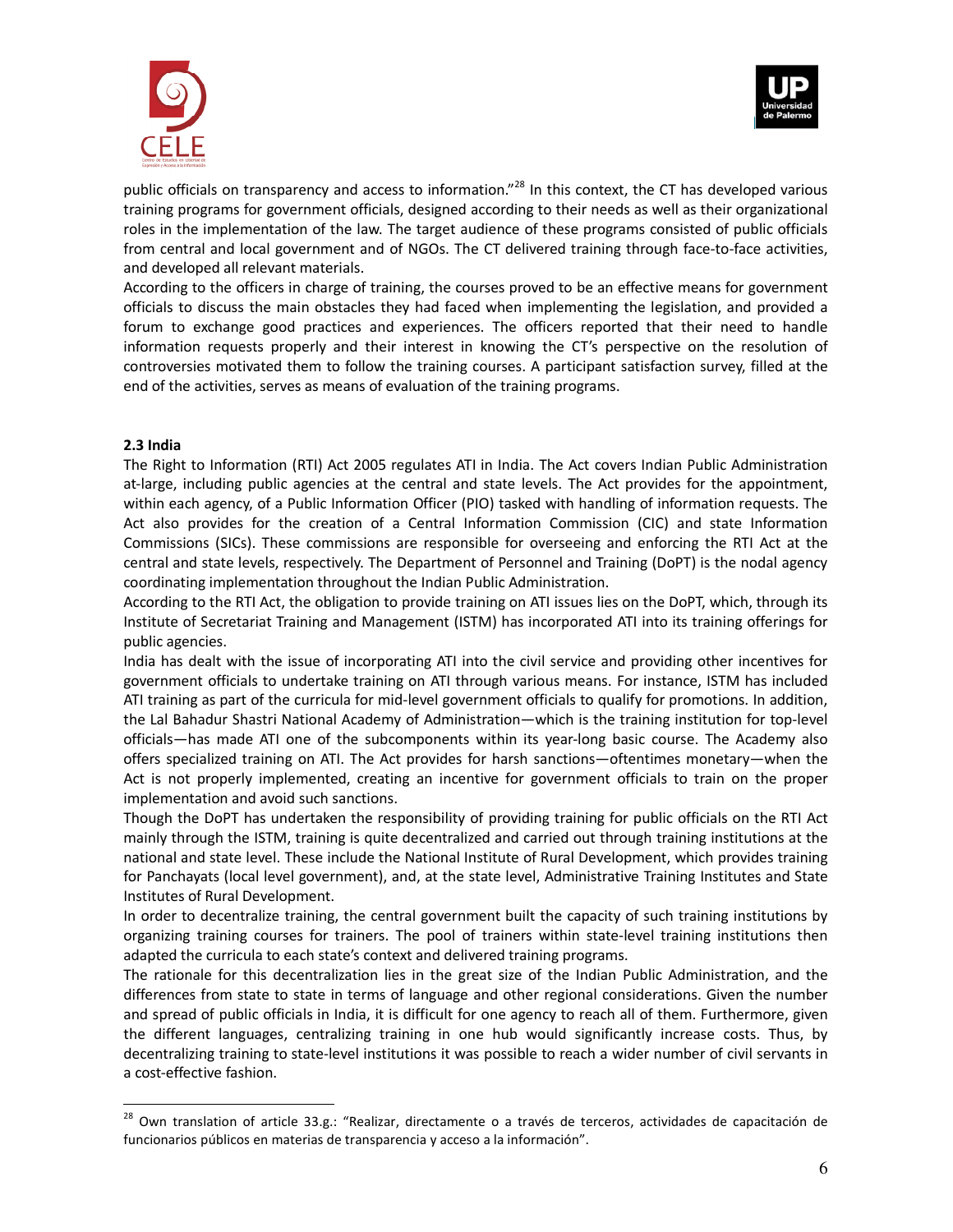public officials on transparency and access to information."[28] In this context, the CT has developed various training programs for government officials, designed according to their needs as well as their organizational roles in the implementation of the law. The target audience of these programs consisted of public officials from central and local government and of NGOs. The CT delivered training through face-to-face activities, and developed all relevant materials.

According to the officers in charge of training, the courses proved to be an effective means for government officials to discuss the main obstacles they had faced when implementing the legislation, and provided a forum to exchange good practices and experiences. The officers reported that their need to handle information requests properly and their interest in knowing the CT's perspective on the resolution of controversies motivated them to follow the training courses. A participant satisfaction survey, filled at the end of the activities, serves as means of evaluation of the training programs.

**2.3 India**

The Right to Information (RTI) Act 2005 regulates ATI in India. The Act covers Indian Public Administration at-large, including public agencies at the central and state levels. The Act provides for the appointment, within each agency, of a Public Information Officer (PIO) tasked with handling of information requests. The Act also provides for the creation of a Central Information Commission (CIC) and state Information Commissions (SICs). These commissions are responsible for overseeing and enforcing the RTI Act at the central and state levels, respectively. The Department of Personnel and Training (DoPT) is the nodal agency coordinating implementation throughout the Indian Public Administration.

According to the RTI Act, the obligation to provide training on ATI issues lies on the DoPT, which, through its Institute of Secretariat Training and Management (ISTM) has incorporated ATI into its training offerings for public agencies.

India has dealt with the issue of incorporating ATI into the civil service and providing other incentives for government officials to undertake training on ATI through various means. For instance, ISTM has included ATI training as part of the curricula for mid-level government officials to qualify for promotions. In addition, the Lal Bahadur Shastri National Academy of Administration—which is the training institution for top-level officials—has made ATI one of the subcomponents within its year-long basic course. The Academy also offers specialized training on ATI. The Act provides for harsh sanctions—oftentimes monetary—when the Act is not properly implemented, creating an incentive for government officials to train on the proper implementation and avoid such sanctions.

Though the DoPT has undertaken the responsibility of providing training for public officials on the RTI Act mainly through the ISTM, training is quite decentralized and carried out through training institutions at the national and state level. These include the National Institute of Rural Development, which provides training for Panchayats (local level government), and, at the state level, Administrative Training Institutes and State Institutes of Rural Development.

In order to decentralize training, the central government built the capacity of such training institutions by organizing training courses for trainers. The pool of trainers within state-level training institutions then adapted the curricula to each state's context and delivered training programs.

The rationale for this decentralization lies in the great size of the Indian Public Administration, and the differences from state to state in terms of language and other regional considerations. Given the number and spread of public officials in India, it is difficult for one agency to reach all of them. Furthermore, given the different languages, centralizing training in one hub would significantly increase costs. Thus, by decentralizing training to state-level institutions it was possible to reach a wider number of civil servants in a cost-effective fashion.

[28] Own translation of article 33.g.: "Realizar, directamente o a través de terceros, actividades de capacitación de funcionarios públicos en materias de transparencia y acceso a la información".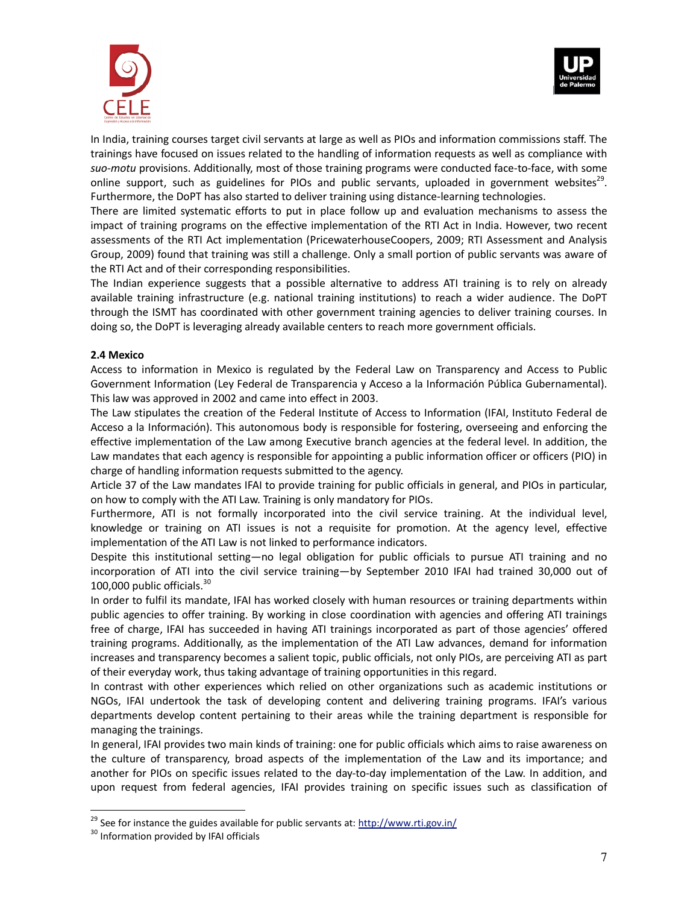In India, training courses target civil servants at large as well as PIOs and information commissions staff. The trainings have focused on issues related to the handling of information requests as well as compliance with *suo-motu* provisions. Additionally, most of those training programs were conducted face-to-face, with some online support, such as guidelines for PIOs and public servants, uploaded in government websites[29]. Furthermore, the DoPT has also started to deliver training using distance-learning technologies.

There are limited systematic efforts to put in place follow up and evaluation mechanisms to assess the impact of training programs on the effective implementation of the RTI Act in India. However, two recent assessments of the RTI Act implementation (PricewaterhouseCoopers, 2009; RTI Assessment and Analysis Group, 2009) found that training was still a challenge. Only a small portion of public servants was aware of the RTI Act and of their corresponding responsibilities.

The Indian experience suggests that a possible alternative to address ATI training is to rely on already available training infrastructure (e.g. national training institutions) to reach a wider audience. The DoPT through the ISMT has coordinated with other government training agencies to deliver training courses. In doing so, the DoPT is leveraging already available centers to reach more government officials.

### 2.4 Mexico

Access to information in Mexico is regulated by the Federal Law on Transparency and Access to Public Government Information (Ley Federal de Transparencia y Acceso a la Información Pública Gubernamental). This law was approved in 2002 and came into effect in 2003.

The Law stipulates the creation of the Federal Institute of Access to Information (IFAI, Instituto Federal de Acceso a la Información). This autonomous body is responsible for fostering, overseeing and enforcing the effective implementation of the Law among Executive branch agencies at the federal level. In addition, the Law mandates that each agency is responsible for appointing a public information officer or officers (PIO) in charge of handling information requests submitted to the agency.

Article 37 of the Law mandates IFAI to provide training for public officials in general, and PIOs in particular, on how to comply with the ATI Law. Training is only mandatory for PIOs.

Furthermore, ATI is not formally incorporated into the civil service training. At the individual level, knowledge or training on ATI issues is not a requisite for promotion. At the agency level, effective implementation of the ATI Law is not linked to performance indicators.

Despite this institutional setting—no legal obligation for public officials to pursue ATI training and no incorporation of ATI into the civil service training—by September 2010 IFAI had trained 30,000 out of 100,000 public officials.[30]

In order to fulfil its mandate, IFAI has worked closely with human resources or training departments within public agencies to offer training. By working in close coordination with agencies and offering ATI trainings free of charge, IFAI has succeeded in having ATI trainings incorporated as part of those agencies' offered training programs. Additionally, as the implementation of the ATI Law advances, demand for information increases and transparency becomes a salient topic, public officials, not only PIOs, are perceiving ATI as part of their everyday work, thus taking advantage of training opportunities in this regard.

In contrast with other experiences which relied on other organizations such as academic institutions or NGOs, IFAI undertook the task of developing content and delivering training programs. IFAI's various departments develop content pertaining to their areas while the training department is responsible for managing the trainings.

In general, IFAI provides two main kinds of training: one for public officials which aims to raise awareness on the culture of transparency, broad aspects of the implementation of the Law and its importance; and another for PIOs on specific issues related to the day-to-day implementation of the Law. In addition, and upon request from federal agencies, IFAI provides training on specific issues such as classification of

---

[29] See for instance the guides available for public servants at: http://www.rti.gov.in/

[30] Information provided by IFAI officials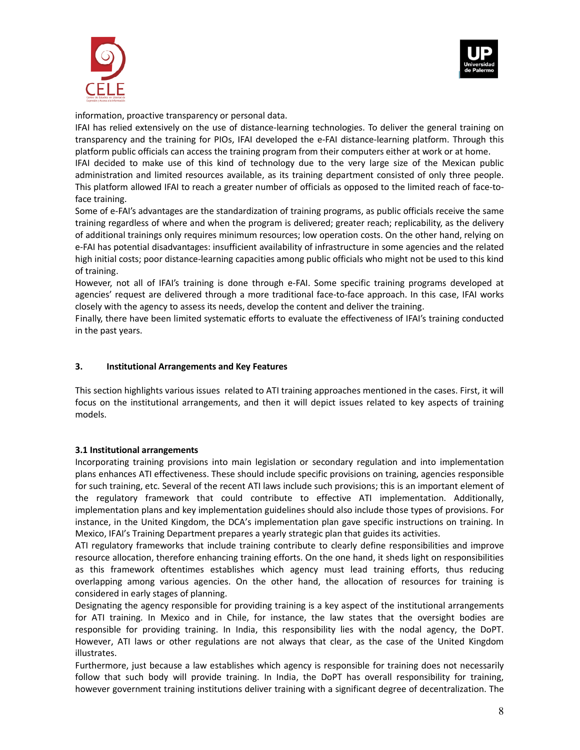information, proactive transparency or personal data.

IFAI has relied extensively on the use of distance-learning technologies. To deliver the general training on transparency and the training for PIOs, IFAI developed the e-FAI distance-learning platform. Through this platform public officials can access the training program from their computers either at work or at home.

IFAI decided to make use of this kind of technology due to the very large size of the Mexican public administration and limited resources available, as its training department consisted of only three people. This platform allowed IFAI to reach a greater number of officials as opposed to the limited reach of face-to-face training.

Some of e-FAI's advantages are the standardization of training programs, as public officials receive the same training regardless of where and when the program is delivered; greater reach; replicability, as the delivery of additional trainings only requires minimum resources; low operation costs. On the other hand, relying on e-FAI has potential disadvantages: insufficient availability of infrastructure in some agencies and the related high initial costs; poor distance-learning capacities among public officials who might not be used to this kind of training.

However, not all of IFAI's training is done through e-FAI. Some specific training programs developed at agencies' request are delivered through a more traditional face-to-face approach. In this case, IFAI works closely with the agency to assess its needs, develop the content and deliver the training.

Finally, there have been limited systematic efforts to evaluate the effectiveness of IFAI's training conducted in the past years.

## 3. Institutional Arrangements and Key Features

This section highlights various issues related to ATI training approaches mentioned in the cases. First, it will focus on the institutional arrangements, and then it will depict issues related to key aspects of training models.

### 3.1 Institutional arrangements

Incorporating training provisions into main legislation or secondary regulation and into implementation plans enhances ATI effectiveness. These should include specific provisions on training, agencies responsible for such training, etc. Several of the recent ATI laws include such provisions; this is an important element of the regulatory framework that could contribute to effective ATI implementation. Additionally, implementation plans and key implementation guidelines should also include those types of provisions. For instance, in the United Kingdom, the DCA's implementation plan gave specific instructions on training. In Mexico, IFAI's Training Department prepares a yearly strategic plan that guides its activities.

ATI regulatory frameworks that include training contribute to clearly define responsibilities and improve resource allocation, therefore enhancing training efforts. On the one hand, it sheds light on responsibilities as this framework oftentimes establishes which agency must lead training efforts, thus reducing overlapping among various agencies. On the other hand, the allocation of resources for training is considered in early stages of planning.

Designating the agency responsible for providing training is a key aspect of the institutional arrangements for ATI training. In Mexico and in Chile, for instance, the law states that the oversight bodies are responsible for providing training. In India, this responsibility lies with the nodal agency, the DoPT. However, ATI laws or other regulations are not always that clear, as the case of the United Kingdom illustrates.

Furthermore, just because a law establishes which agency is responsible for training does not necessarily follow that such body will provide training. In India, the DoPT has overall responsibility for training, however government training institutions deliver training with a significant degree of decentralization. The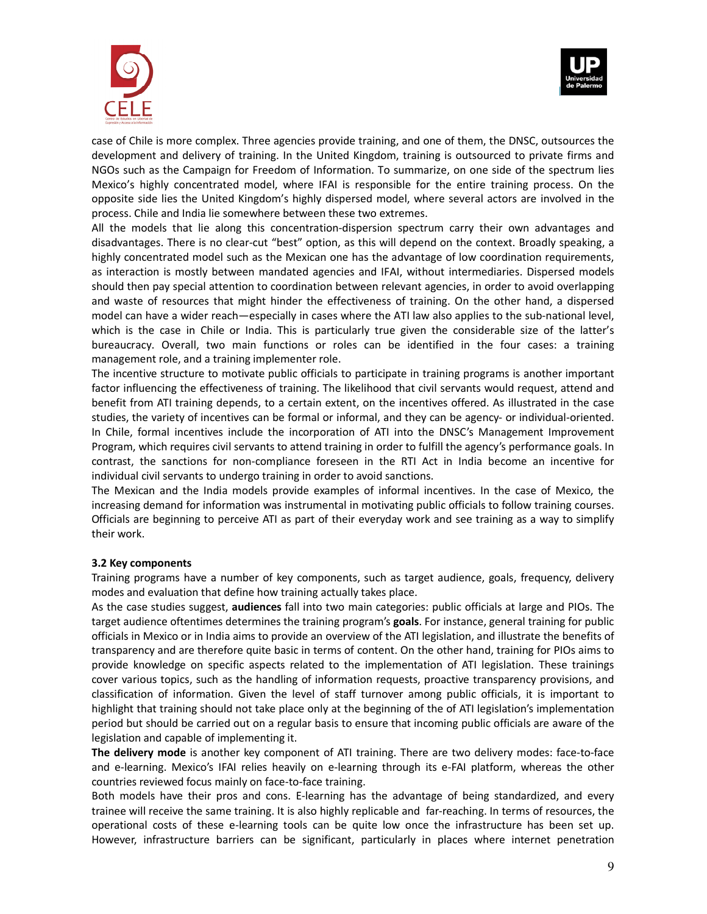case of Chile is more complex. Three agencies provide training, and one of them, the DNSC, outsources the development and delivery of training. In the United Kingdom, training is outsourced to private firms and NGOs such as the Campaign for Freedom of Information. To summarize, on one side of the spectrum lies Mexico's highly concentrated model, where IFAI is responsible for the entire training process. On the opposite side lies the United Kingdom's highly dispersed model, where several actors are involved in the process. Chile and India lie somewhere between these two extremes.

All the models that lie along this concentration-dispersion spectrum carry their own advantages and disadvantages. There is no clear-cut "best" option, as this will depend on the context. Broadly speaking, a highly concentrated model such as the Mexican one has the advantage of low coordination requirements, as interaction is mostly between mandated agencies and IFAI, without intermediaries. Dispersed models should then pay special attention to coordination between relevant agencies, in order to avoid overlapping and waste of resources that might hinder the effectiveness of training. On the other hand, a dispersed model can have a wider reach—especially in cases where the ATI law also applies to the sub-national level, which is the case in Chile or India. This is particularly true given the considerable size of the latter's bureaucracy. Overall, two main functions or roles can be identified in the four cases: a training management role, and a training implementer role.

The incentive structure to motivate public officials to participate in training programs is another important factor influencing the effectiveness of training. The likelihood that civil servants would request, attend and benefit from ATI training depends, to a certain extent, on the incentives offered. As illustrated in the case studies, the variety of incentives can be formal or informal, and they can be agency- or individual-oriented. In Chile, formal incentives include the incorporation of ATI into the DNSC's Management Improvement Program, which requires civil servants to attend training in order to fulfill the agency's performance goals. In contrast, the sanctions for non-compliance foreseen in the RTI Act in India become an incentive for individual civil servants to undergo training in order to avoid sanctions.

The Mexican and the India models provide examples of informal incentives. In the case of Mexico, the increasing demand for information was instrumental in motivating public officials to follow training courses. Officials are beginning to perceive ATI as part of their everyday work and see training as a way to simplify their work.

### 3.2 Key components

Training programs have a number of key components, such as target audience, goals, frequency, delivery modes and evaluation that define how training actually takes place.

As the case studies suggest, **audiences** fall into two main categories: public officials at large and PIOs. The target audience oftentimes determines the training program's **goals**. For instance, general training for public officials in Mexico or in India aims to provide an overview of the ATI legislation, and illustrate the benefits of transparency and are therefore quite basic in terms of content. On the other hand, training for PIOs aims to provide knowledge on specific aspects related to the implementation of ATI legislation. These trainings cover various topics, such as the handling of information requests, proactive transparency provisions, and classification of information. Given the level of staff turnover among public officials, it is important to highlight that training should not take place only at the beginning of the of ATI legislation's implementation period but should be carried out on a regular basis to ensure that incoming public officials are aware of the legislation and capable of implementing it.

**The delivery mode** is another key component of ATI training. There are two delivery modes: face-to-face and e-learning. Mexico's IFAI relies heavily on e-learning through its e-FAI platform, whereas the other countries reviewed focus mainly on face-to-face training.

Both models have their pros and cons. E-learning has the advantage of being standardized, and every trainee will receive the same training. It is also highly replicable and far-reaching. In terms of resources, the operational costs of these e-learning tools can be quite low once the infrastructure has been set up. However, infrastructure barriers can be significant, particularly in places where internet penetration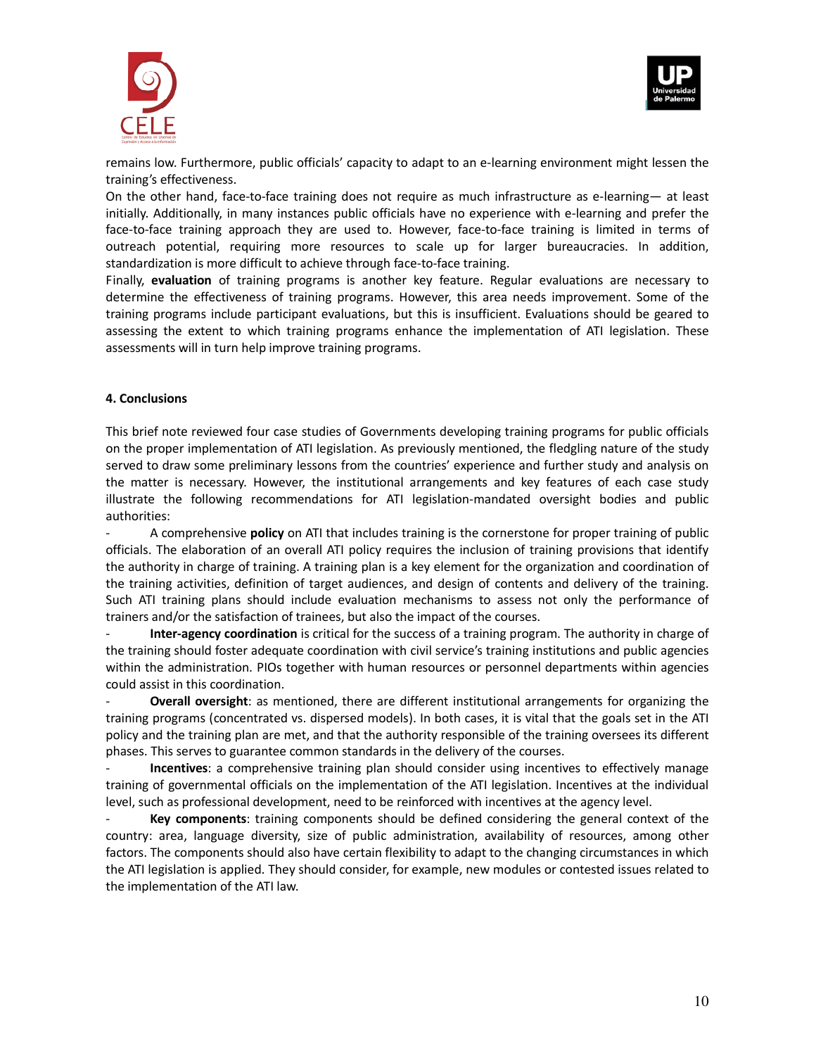remains low. Furthermore, public officials' capacity to adapt to an e-learning environment might lessen the training's effectiveness.

On the other hand, face-to-face training does not require as much infrastructure as e-learning— at least initially. Additionally, in many instances public officials have no experience with e-learning and prefer the face-to-face training approach they are used to. However, face-to-face training is limited in terms of outreach potential, requiring more resources to scale up for larger bureaucracies. In addition, standardization is more difficult to achieve through face-to-face training.

Finally, **evaluation** of training programs is another key feature. Regular evaluations are necessary to determine the effectiveness of training programs. However, this area needs improvement. Some of the training programs include participant evaluations, but this is insufficient. Evaluations should be geared to assessing the extent to which training programs enhance the implementation of ATI legislation. These assessments will in turn help improve training programs.

### 4. Conclusions

This brief note reviewed four case studies of Governments developing training programs for public officials on the proper implementation of ATI legislation. As previously mentioned, the fledgling nature of the study served to draw some preliminary lessons from the countries' experience and further study and analysis on the matter is necessary. However, the institutional arrangements and key features of each case study illustrate the following recommendations for ATI legislation-mandated oversight bodies and public authorities:

- A comprehensive **policy** on ATI that includes training is the cornerstone for proper training of public officials. The elaboration of an overall ATI policy requires the inclusion of training provisions that identify the authority in charge of training. A training plan is a key element for the organization and coordination of the training activities, definition of target audiences, and design of contents and delivery of the training. Such ATI training plans should include evaluation mechanisms to assess not only the performance of trainers and/or the satisfaction of trainees, but also the impact of the courses.
- **Inter-agency coordination** is critical for the success of a training program. The authority in charge of the training should foster adequate coordination with civil service's training institutions and public agencies within the administration. PIOs together with human resources or personnel departments within agencies could assist in this coordination.
- **Overall oversight**: as mentioned, there are different institutional arrangements for organizing the training programs (concentrated vs. dispersed models). In both cases, it is vital that the goals set in the ATI policy and the training plan are met, and that the authority responsible of the training oversees its different phases. This serves to guarantee common standards in the delivery of the courses.
- **Incentives**: a comprehensive training plan should consider using incentives to effectively manage training of governmental officials on the implementation of the ATI legislation. Incentives at the individual level, such as professional development, need to be reinforced with incentives at the agency level.
- **Key components**: training components should be defined considering the general context of the country: area, language diversity, size of public administration, availability of resources, among other factors. The components should also have certain flexibility to adapt to the changing circumstances in which the ATI legislation is applied. They should consider, for example, new modules or contested issues related to the implementation of the ATI law.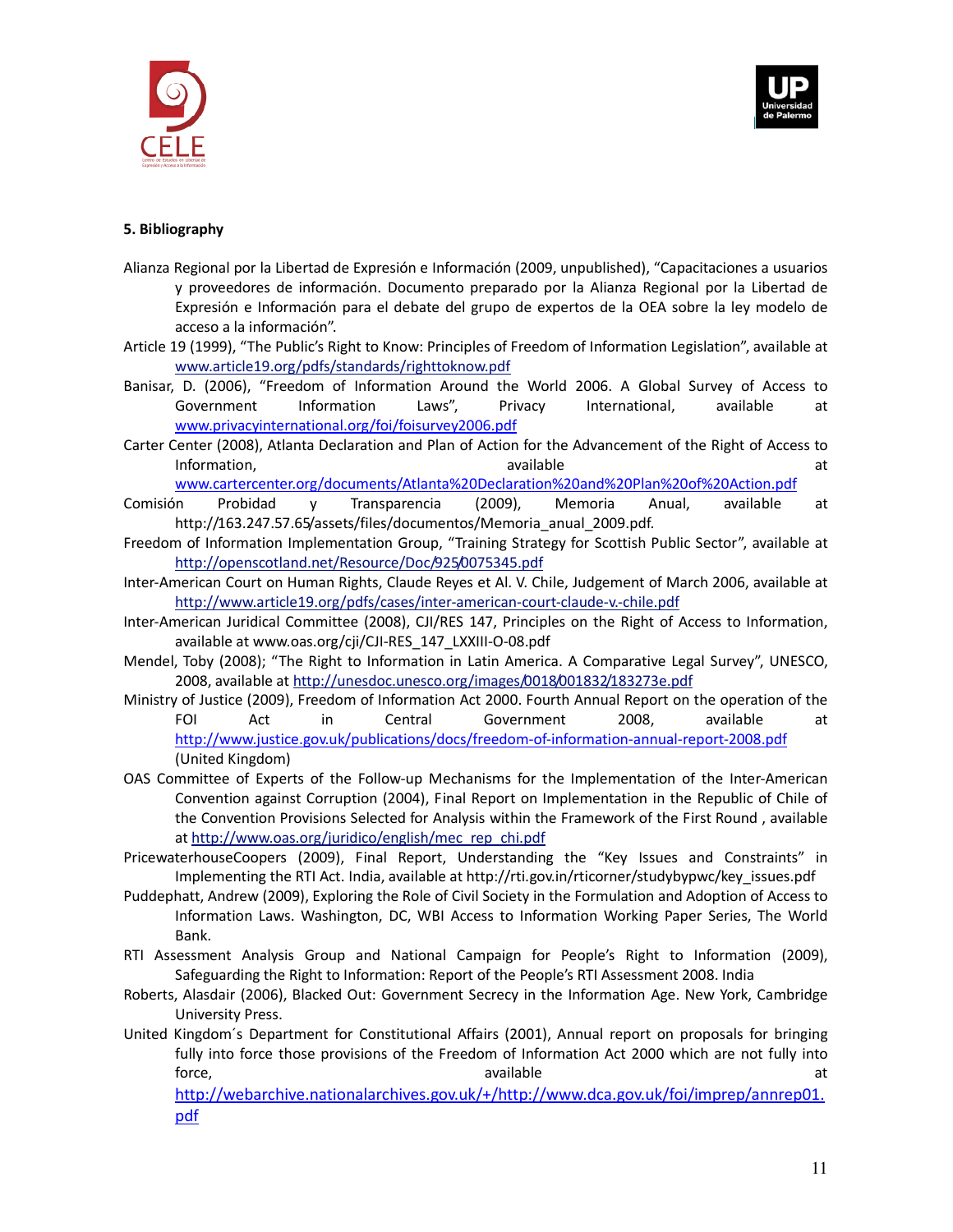### 5. Bibliography

Alianza Regional por la Libertad de Expresión e Información (2009, unpublished), "Capacitaciones a usuarios y proveedores de información. Documento preparado por la Alianza Regional por la Libertad de Expresión e Información para el debate del grupo de expertos de la OEA sobre la ley modelo de acceso a la información".

Article 19 (1999), "The Public's Right to Know: Principles of Freedom of Information Legislation", available at www.article19.org/pdfs/standards/righttoknow.pdf

Banisar, D. (2006), "Freedom of Information Around the World 2006. A Global Survey of Access to Government Information Laws", Privacy International, available at www.privacyinternational.org/foi/foisurvey2006.pdf

Carter Center (2008), Atlanta Declaration and Plan of Action for the Advancement of the Right of Access to Information, available at www.cartercenter.org/documents/Atlanta%20Declaration%20and%20Plan%20of%20Action.pdf

Comisión Probidad y Transparencia (2009), Memoria Anual, available at http://163.247.57.65/assets/files/documentos/Memoria_anual_2009.pdf.

Freedom of Information Implementation Group, "Training Strategy for Scottish Public Sector", available at http://openscotland.net/Resource/Doc/925/0075345.pdf

Inter-American Court on Human Rights, Claude Reyes et Al. V. Chile, Judgement of March 2006, available at http://www.article19.org/pdfs/cases/inter-american-court-claude-v.-chile.pdf

Inter-American Juridical Committee (2008), CJI/RES 147, Principles on the Right of Access to Information, available at www.oas.org/cji/CJI-RES_147_LXXIII-O-08.pdf

Mendel, Toby (2008); "The Right to Information in Latin America. A Comparative Legal Survey", UNESCO, 2008, available at http://unesdoc.unesco.org/images/0018/001832/183273e.pdf

Ministry of Justice (2009), Freedom of Information Act 2000. Fourth Annual Report on the operation of the FOI Act in Central Government 2008, available at http://www.justice.gov.uk/publications/docs/freedom-of-information-annual-report-2008.pdf (United Kingdom)

OAS Committee of Experts of the Follow-up Mechanisms for the Implementation of the Inter-American Convention against Corruption (2004), Final Report on Implementation in the Republic of Chile of the Convention Provisions Selected for Analysis within the Framework of the First Round , available at http://www.oas.org/juridico/english/mec_rep_chi.pdf

PricewaterhouseCoopers (2009), Final Report, Understanding the "Key Issues and Constraints" in Implementing the RTI Act. India, available at http://rti.gov.in/rticorner/studybypwc/key_issues.pdf

Puddephatt, Andrew (2009), Exploring the Role of Civil Society in the Formulation and Adoption of Access to Information Laws. Washington, DC, WBI Access to Information Working Paper Series, The World Bank.

RTI Assessment Analysis Group and National Campaign for People's Right to Information (2009), Safeguarding the Right to Information: Report of the People's RTI Assessment 2008. India

Roberts, Alasdair (2006), Blacked Out: Government Secrecy in the Information Age. New York, Cambridge University Press.

United Kingdom´s Department for Constitutional Affairs (2001), Annual report on proposals for bringing fully into force those provisions of the Freedom of Information Act 2000 which are not fully into force, available at http://webarchive.nationalarchives.gov.uk/+/http://www.dca.gov.uk/foi/imprep/annrep01.pdf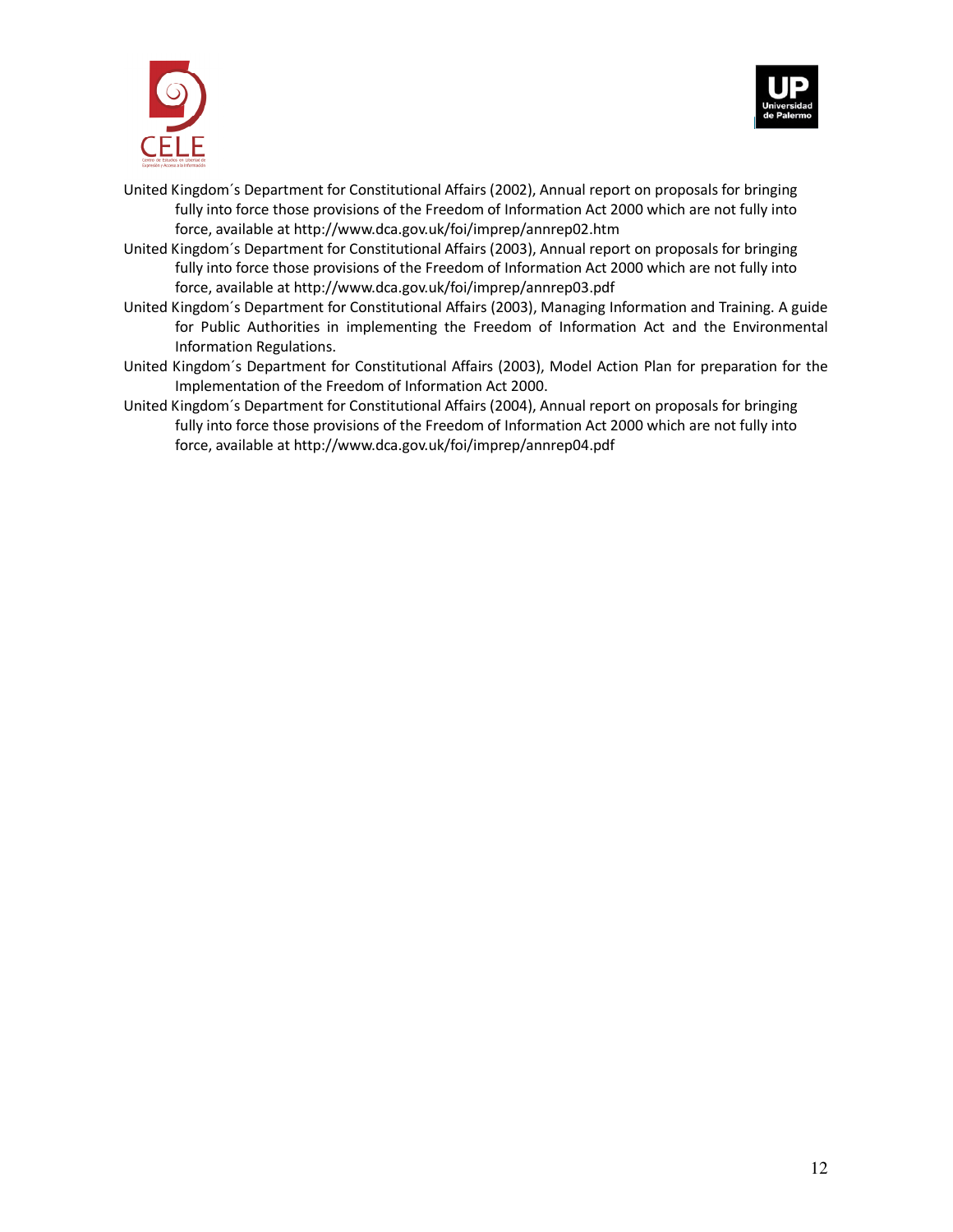United Kingdom´s Department for Constitutional Affairs (2002), Annual report on proposals for bringing fully into force those provisions of the Freedom of Information Act 2000 which are not fully into force, available at http://www.dca.gov.uk/foi/imprep/annrep02.htm

United Kingdom´s Department for Constitutional Affairs (2003), Annual report on proposals for bringing fully into force those provisions of the Freedom of Information Act 2000 which are not fully into force, available at http://www.dca.gov.uk/foi/imprep/annrep03.pdf

United Kingdom´s Department for Constitutional Affairs (2003), Managing Information and Training. A guide for Public Authorities in implementing the Freedom of Information Act and the Environmental Information Regulations.

United Kingdom´s Department for Constitutional Affairs (2003), Model Action Plan for preparation for the Implementation of the Freedom of Information Act 2000.

United Kingdom´s Department for Constitutional Affairs (2004), Annual report on proposals for bringing fully into force those provisions of the Freedom of Information Act 2000 which are not fully into force, available at http://www.dca.gov.uk/foi/imprep/annrep04.pdf